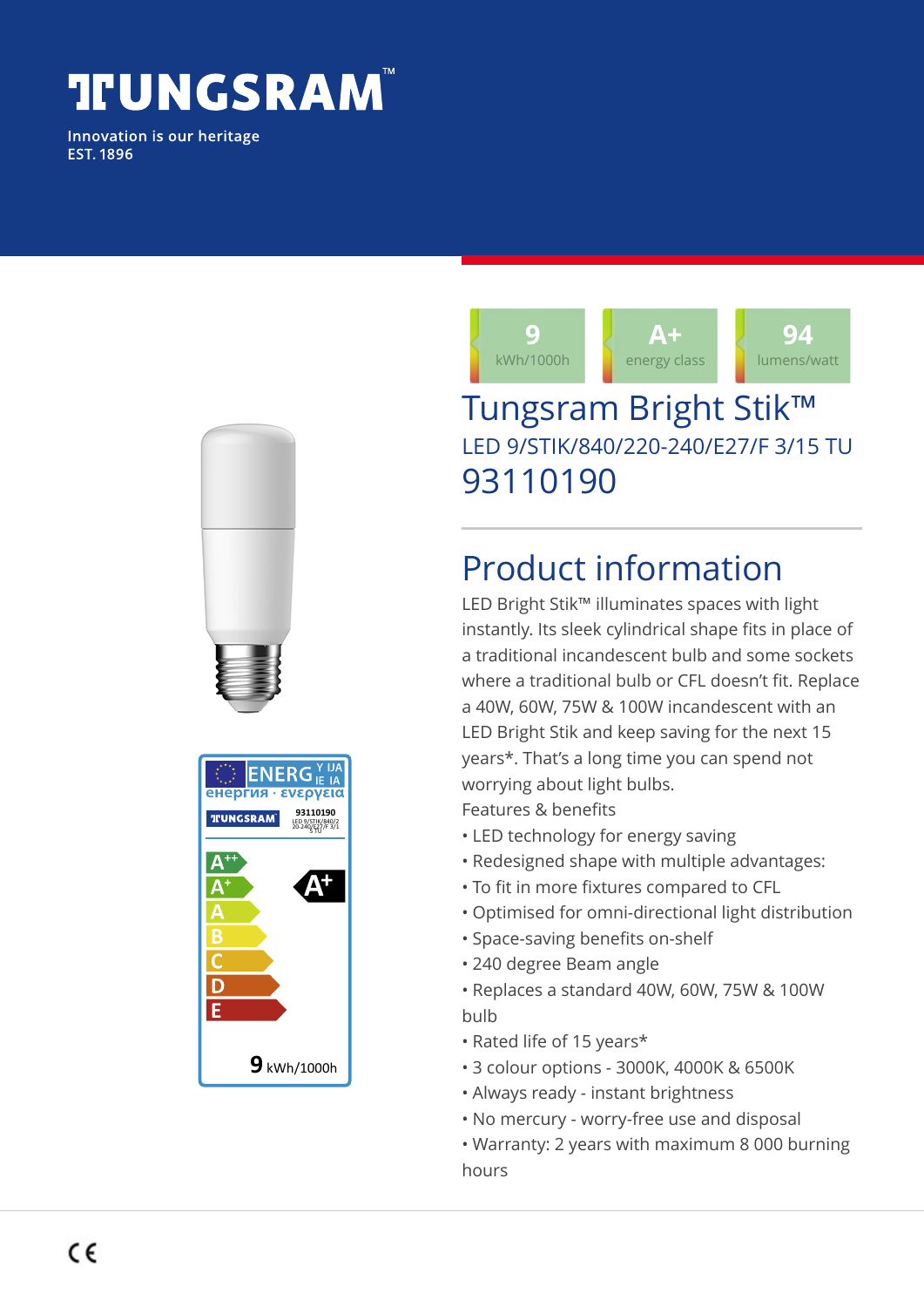# TUNGSRAM™

Innovation is our heritage
EST. 1896

| 9 | A+ | 94 |
|---|---|---|
| kWh/1000h | energy class | lumens/watt |

# Tungsram Bright Stik™

LED 9/STIK/840/220-240/E27/F 3/15 TU

93110190

## Product information

LED Bright Stik™ illuminates spaces with light instantly. Its sleek cylindrical shape fits in place of a traditional incandescent bulb and some sockets where a traditional bulb or CFL doesn't fit. Replace a 40W, 60W, 75W & 100W incandescent with an LED Bright Stik and keep saving for the next 15 years*. That's a long time you can spend not worrying about light bulbs.

Features & benefits

- LED technology for energy saving
- Redesigned shape with multiple advantages:
- To fit in more fixtures compared to CFL
- Optimised for omni-directional light distribution
- Space-saving benefits on-shelf
- 240 degree Beam angle
- Replaces a standard 40W, 60W, 75W & 100W bulb
- Rated life of 15 years*
- 3 colour options - 3000K, 4000K & 6500K
- Always ready - instant brightness
- No mercury - worry-free use and disposal
- Warranty: 2 years with maximum 8 000 burning hours

ENERGY · ЕНЕРГИЯ · ΕΝΕΡΓΕΙΑ · ENERGIE · ENERGIA

TUNGSRAM 93110190 LED 9/STIK/840/220-240/E27/F 3/15 TU

A++ A+ A B C D E — A+

9 kWh/1000h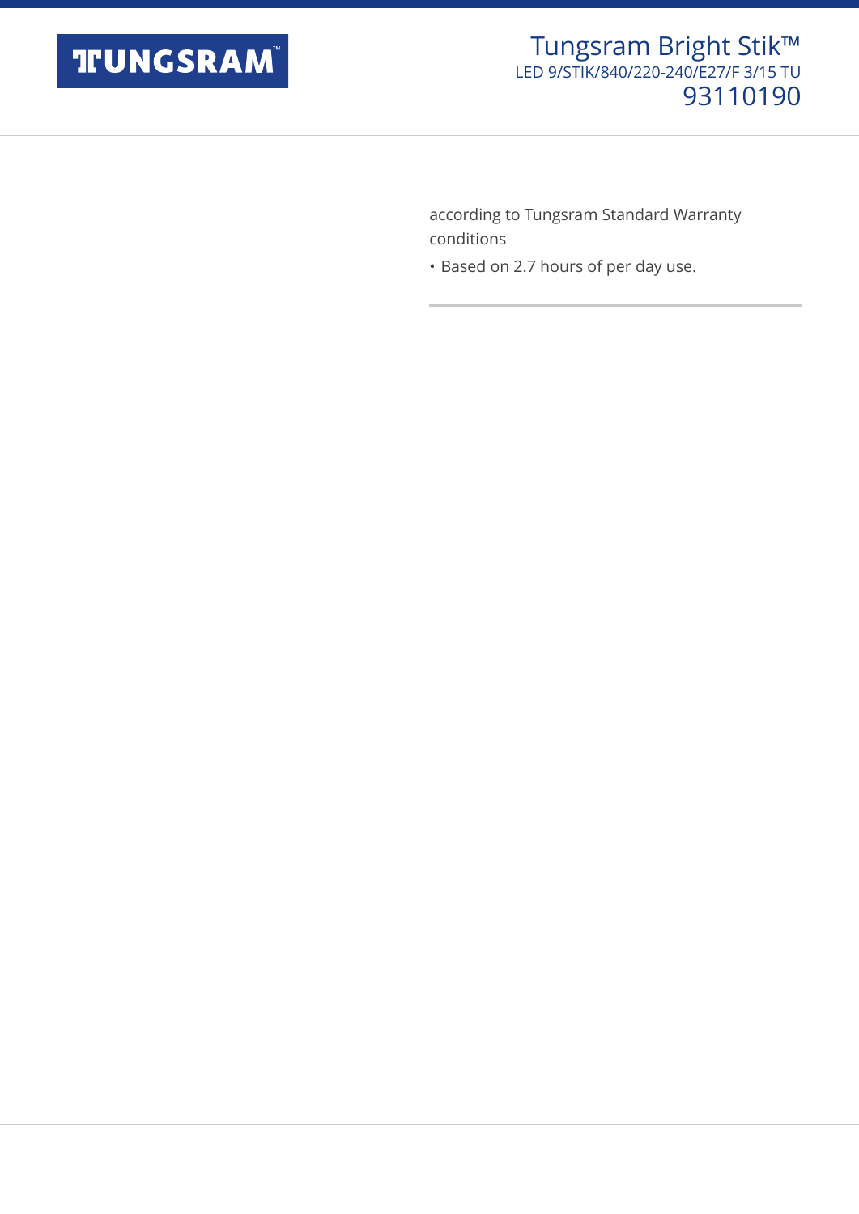according to Tungsram Standard Warranty conditions

- Based on 2.7 hours of per day use.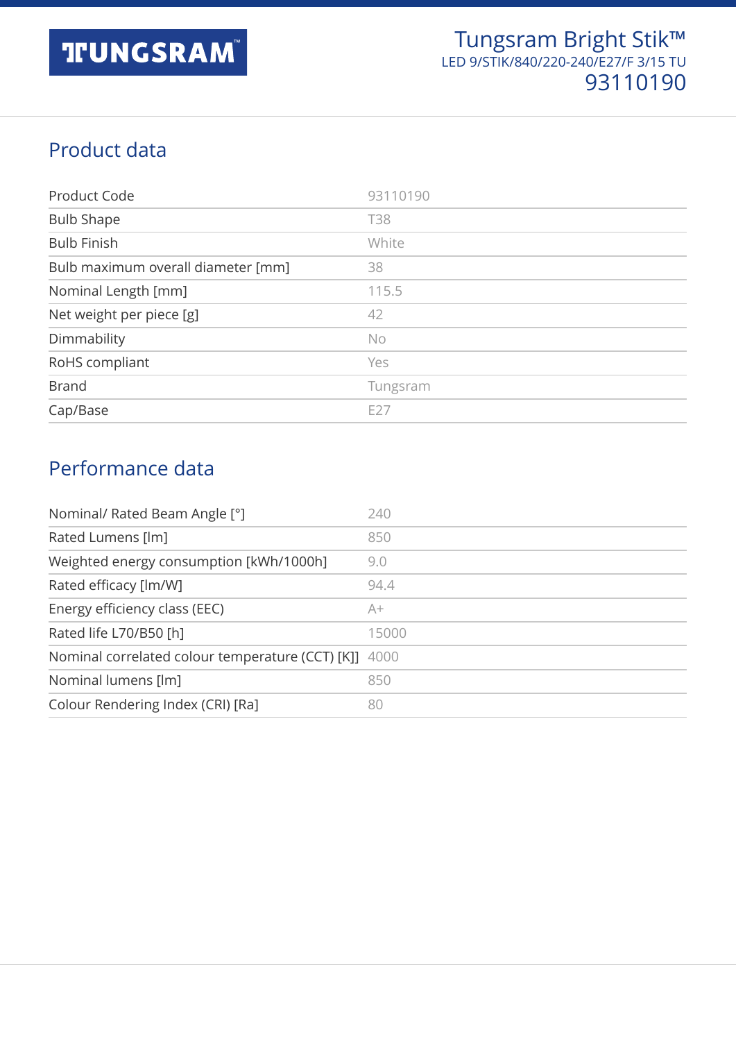TUNGSRAM

Tungsram Bright Stik™
LED 9/STIK/840/220-240/E27/F 3/15 TU
93110190

## Product data

| | |
|---|---|
| Product Code | 93110190 |
| Bulb Shape | T38 |
| Bulb Finish | White |
| Bulb maximum overall diameter [mm] | 38 |
| Nominal Length [mm] | 115.5 |
| Net weight per piece [g] | 42 |
| Dimmability | No |
| RoHS compliant | Yes |
| Brand | Tungsram |
| Cap/Base | E27 |

## Performance data

| | |
|---|---|
| Nominal/ Rated Beam Angle [°] | 240 |
| Rated Lumens [lm] | 850 |
| Weighted energy consumption [kWh/1000h] | 9.0 |
| Rated efficacy [lm/W] | 94.4 |
| Energy efficiency class (EEC) | A+ |
| Rated life L70/B50 [h] | 15000 |
| Nominal correlated colour temperature (CCT) [K]] | 4000 |
| Nominal lumens [lm] | 850 |
| Colour Rendering Index (CRI) [Ra] | 80 |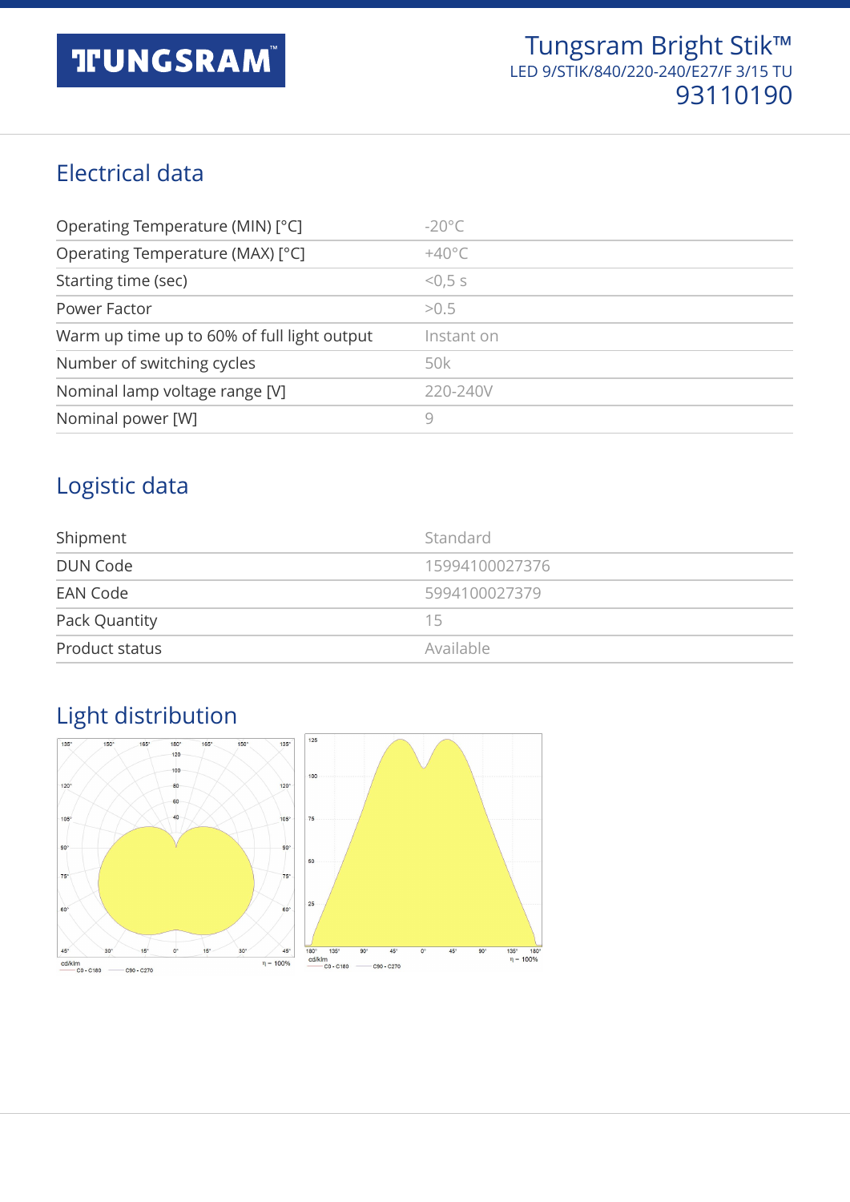Tungsram Bright Stik™
LED 9/STIK/840/220-240/E27/F 3/15 TU
93110190

## Electrical data

| | |
|---|---|
| Operating Temperature (MIN) [°C] | -20°C |
| Operating Temperature (MAX) [°C] | +40°C |
| Starting time (sec) | <0,5 s |
| Power Factor | >0.5 |
| Warm up time up to 60% of full light output | Instant on |
| Number of switching cycles | 50k |
| Nominal lamp voltage range [V] | 220-240V |
| Nominal power [W] | 9 |

## Logistic data

| | |
|---|---|
| Shipment | Standard |
| DUN Code | 15994100027376 |
| EAN Code | 5994100027379 |
| Pack Quantity | 15 |
| Product status | Available |

## Light distribution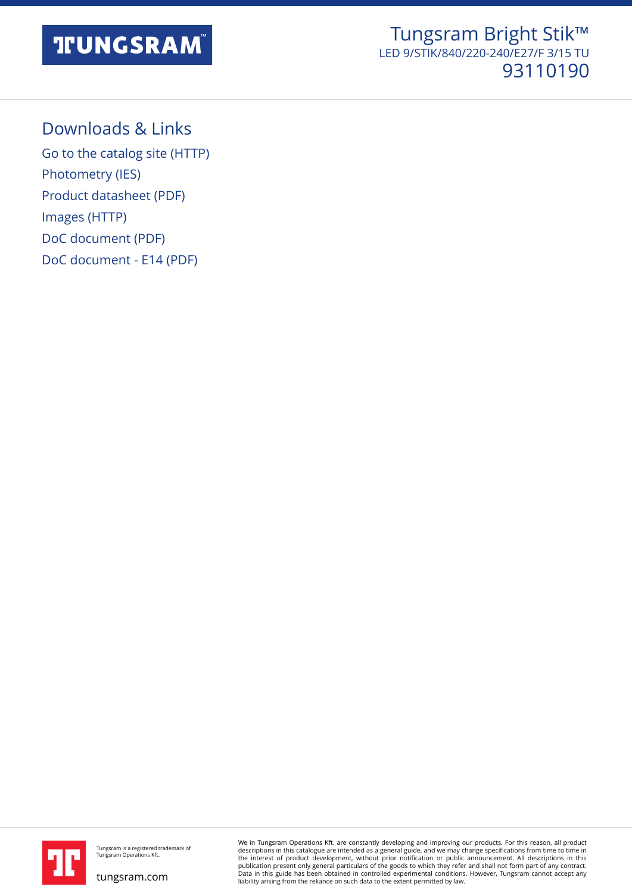## Downloads & Links

Go to the catalog site (HTTP)

Photometry (IES)

Product datasheet (PDF)

Images (HTTP)

DoC document (PDF)

DoC document - E14 (PDF)

Tungsram is a registered trademark of Tungsram Operations Kft.

tungsram.com

We in Tungsram Operations Kft. are constantly developing and improving our products. For this reason, all product descriptions in this catalogue are intended as a general guide, and we may change specifications from time to time in the interest of product development, without prior notification or public announcement. All descriptions in this publication present only general particulars of the goods to which they refer and shall not form part of any contract. Data in this guide has been obtained in controlled experimental conditions. However, Tungsram cannot accept any liability arising from the reliance on such data to the extent permitted by law.